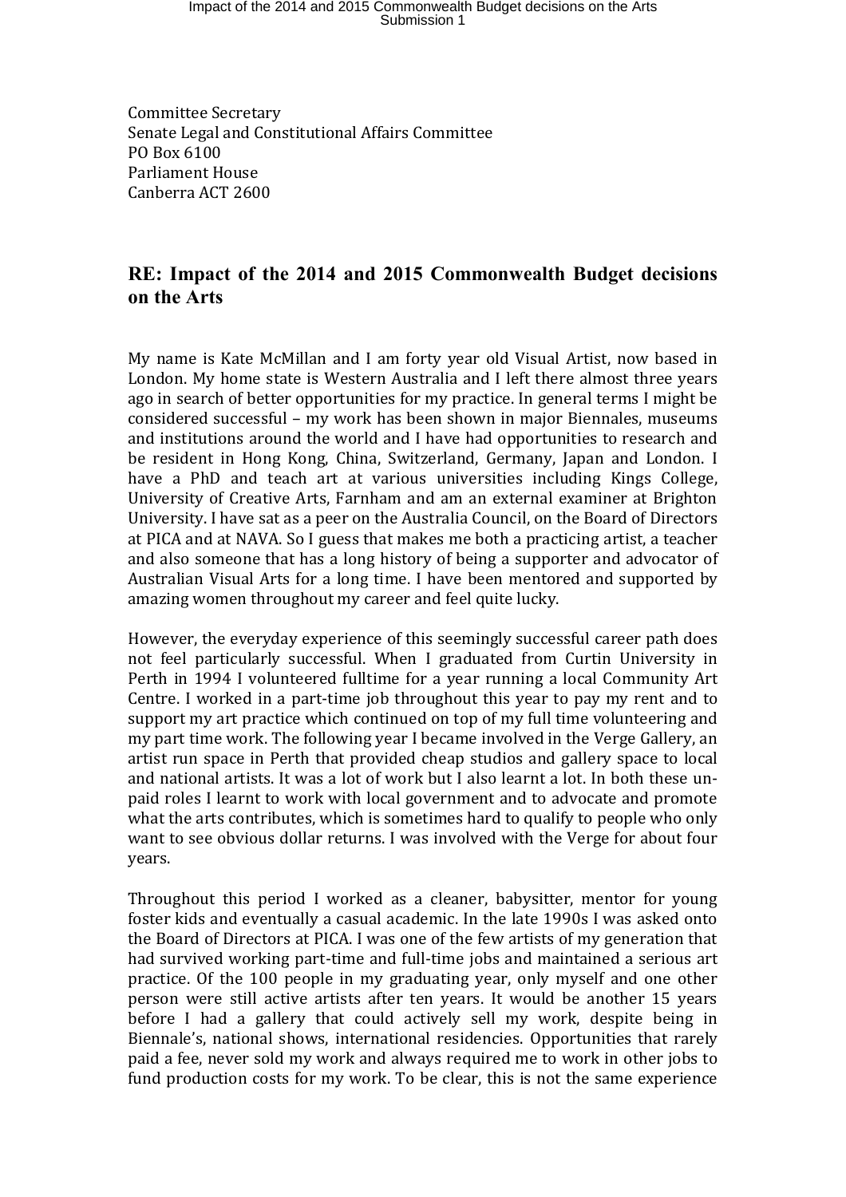Committee Secretary
Senate Legal and Constitutional Affairs Committee
PO Box 6100
Parliament House
Canberra ACT 2600

## RE: Impact of the 2014 and 2015 Commonwealth Budget decisions on the Arts

My name is Kate McMillan and I am forty year old Visual Artist, now based in London. My home state is Western Australia and I left there almost three years ago in search of better opportunities for my practice. In general terms I might be considered successful – my work has been shown in major Biennales, museums and institutions around the world and I have had opportunities to research and be resident in Hong Kong, China, Switzerland, Germany, Japan and London. I have a PhD and teach art at various universities including Kings College, University of Creative Arts, Farnham and am an external examiner at Brighton University. I have sat as a peer on the Australia Council, on the Board of Directors at PICA and at NAVA. So I guess that makes me both a practicing artist, a teacher and also someone that has a long history of being a supporter and advocator of Australian Visual Arts for a long time. I have been mentored and supported by amazing women throughout my career and feel quite lucky.

However, the everyday experience of this seemingly successful career path does not feel particularly successful. When I graduated from Curtin University in Perth in 1994 I volunteered fulltime for a year running a local Community Art Centre. I worked in a part-time job throughout this year to pay my rent and to support my art practice which continued on top of my full time volunteering and my part time work. The following year I became involved in the Verge Gallery, an artist run space in Perth that provided cheap studios and gallery space to local and national artists. It was a lot of work but I also learnt a lot. In both these un-paid roles I learnt to work with local government and to advocate and promote what the arts contributes, which is sometimes hard to qualify to people who only want to see obvious dollar returns. I was involved with the Verge for about four years.

Throughout this period I worked as a cleaner, babysitter, mentor for young foster kids and eventually a casual academic. In the late 1990s I was asked onto the Board of Directors at PICA. I was one of the few artists of my generation that had survived working part-time and full-time jobs and maintained a serious art practice. Of the 100 people in my graduating year, only myself and one other person were still active artists after ten years. It would be another 15 years before I had a gallery that could actively sell my work, despite being in Biennale's, national shows, international residencies. Opportunities that rarely paid a fee, never sold my work and always required me to work in other jobs to fund production costs for my work. To be clear, this is not the same experience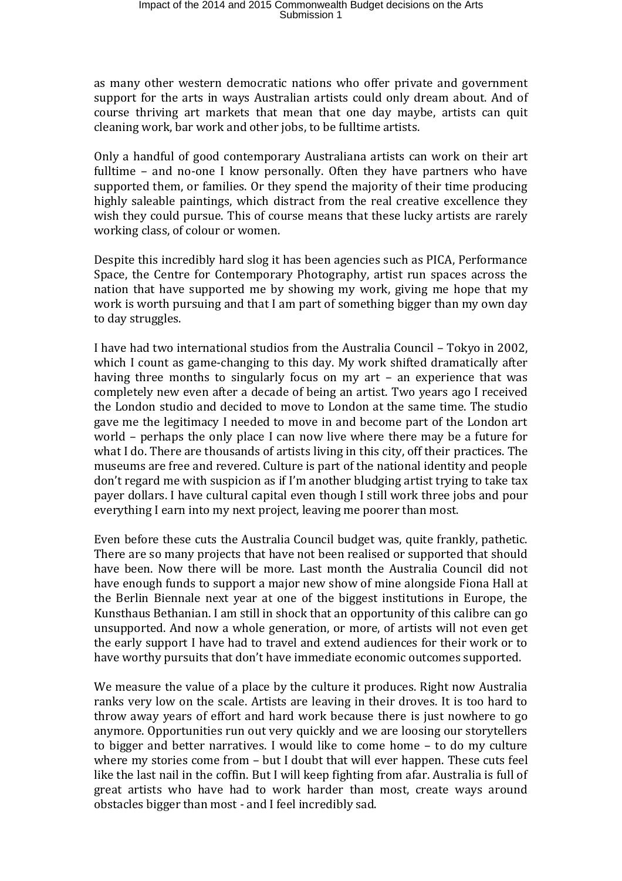as many other western democratic nations who offer private and government support for the arts in ways Australian artists could only dream about. And of course thriving art markets that mean that one day maybe, artists can quit cleaning work, bar work and other jobs, to be fulltime artists.

Only a handful of good contemporary Australiana artists can work on their art fulltime – and no-one I know personally. Often they have partners who have supported them, or families. Or they spend the majority of their time producing highly saleable paintings, which distract from the real creative excellence they wish they could pursue. This of course means that these lucky artists are rarely working class, of colour or women.

Despite this incredibly hard slog it has been agencies such as PICA, Performance Space, the Centre for Contemporary Photography, artist run spaces across the nation that have supported me by showing my work, giving me hope that my work is worth pursuing and that I am part of something bigger than my own day to day struggles.

I have had two international studios from the Australia Council – Tokyo in 2002, which I count as game-changing to this day. My work shifted dramatically after having three months to singularly focus on my art – an experience that was completely new even after a decade of being an artist. Two years ago I received the London studio and decided to move to London at the same time. The studio gave me the legitimacy I needed to move in and become part of the London art world – perhaps the only place I can now live where there may be a future for what I do. There are thousands of artists living in this city, off their practices. The museums are free and revered. Culture is part of the national identity and people don't regard me with suspicion as if I'm another bludging artist trying to take tax payer dollars. I have cultural capital even though I still work three jobs and pour everything I earn into my next project, leaving me poorer than most.

Even before these cuts the Australia Council budget was, quite frankly, pathetic. There are so many projects that have not been realised or supported that should have been. Now there will be more. Last month the Australia Council did not have enough funds to support a major new show of mine alongside Fiona Hall at the Berlin Biennale next year at one of the biggest institutions in Europe, the Kunsthaus Bethanian. I am still in shock that an opportunity of this calibre can go unsupported. And now a whole generation, or more, of artists will not even get the early support I have had to travel and extend audiences for their work or to have worthy pursuits that don't have immediate economic outcomes supported.

We measure the value of a place by the culture it produces. Right now Australia ranks very low on the scale. Artists are leaving in their droves. It is too hard to throw away years of effort and hard work because there is just nowhere to go anymore. Opportunities run out very quickly and we are loosing our storytellers to bigger and better narratives. I would like to come home – to do my culture where my stories come from – but I doubt that will ever happen. These cuts feel like the last nail in the coffin. But I will keep fighting from afar. Australia is full of great artists who have had to work harder than most, create ways around obstacles bigger than most - and I feel incredibly sad.